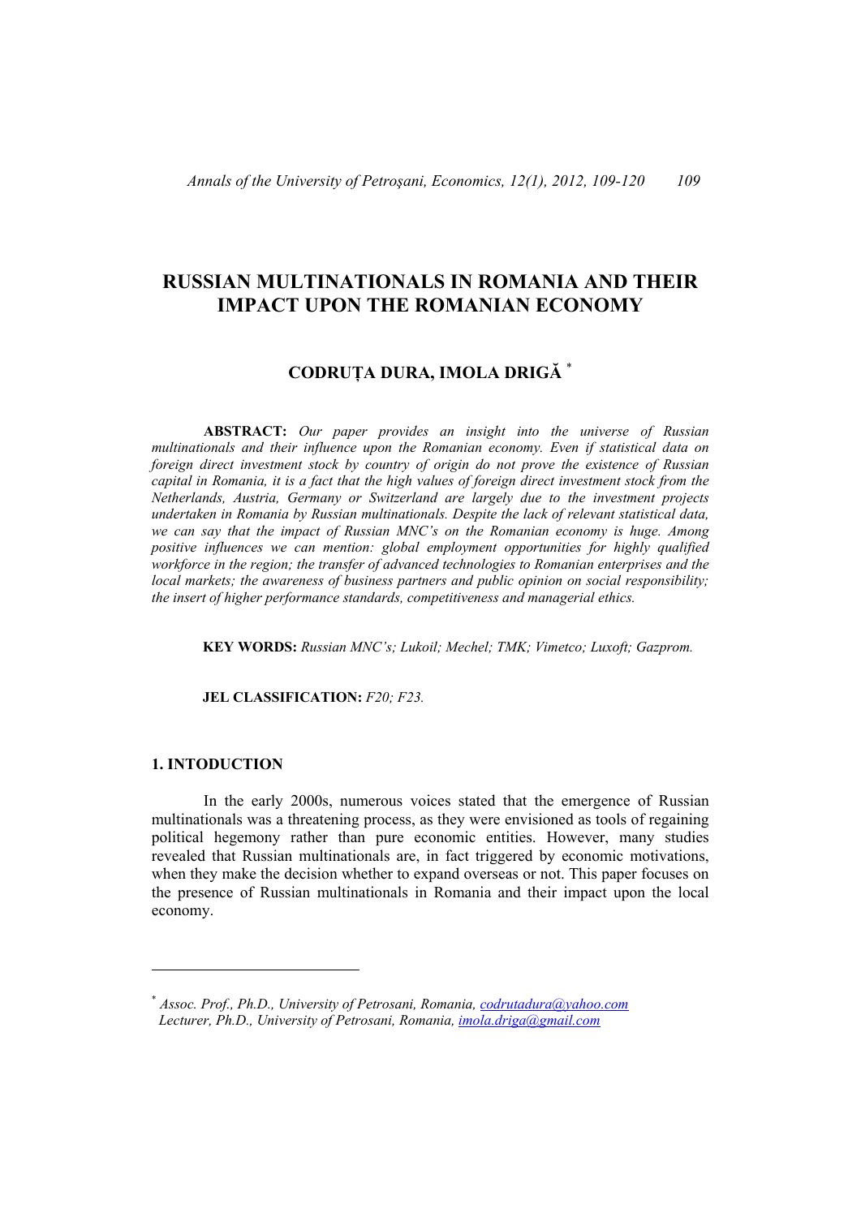# RUSSIAN MULTINATIONALS IN ROMANIA AND THEIR IMPACT UPON THE ROMANIAN ECONOMY

**CODRUȚA DURA, IMOLA DRIGĂ** [*]

**ABSTRACT:** *Our paper provides an insight into the universe of Russian multinationals and their influence upon the Romanian economy. Even if statistical data on foreign direct investment stock by country of origin do not prove the existence of Russian capital in Romania, it is a fact that the high values of foreign direct investment stock from the Netherlands, Austria, Germany or Switzerland are largely due to the investment projects undertaken in Romania by Russian multinationals. Despite the lack of relevant statistical data, we can say that the impact of Russian MNC's on the Romanian economy is huge. Among positive influences we can mention: global employment opportunities for highly qualified workforce in the region; the transfer of advanced technologies to Romanian enterprises and the local markets; the awareness of business partners and public opinion on social responsibility; the insert of higher performance standards, competitiveness and managerial ethics.*

**KEY WORDS:** *Russian MNC's; Lukoil; Mechel; TMK; Vimetco; Luxoft; Gazprom.*

**JEL CLASSIFICATION:** *F20; F23.*

## 1. INTODUCTION

In the early 2000s, numerous voices stated that the emergence of Russian multinationals was a threatening process, as they were envisioned as tools of regaining political hegemony rather than pure economic entities. However, many studies revealed that Russian multinationals are, in fact triggered by economic motivations, when they make the decision whether to expand overseas or not. This paper focuses on the presence of Russian multinationals in Romania and their impact upon the local economy.

---

[*] *Assoc. Prof., Ph.D., University of Petrosani, Romania, codrutadura@yahoo.com*
*Lecturer, Ph.D., University of Petrosani, Romania, imola.driga@gmail.com*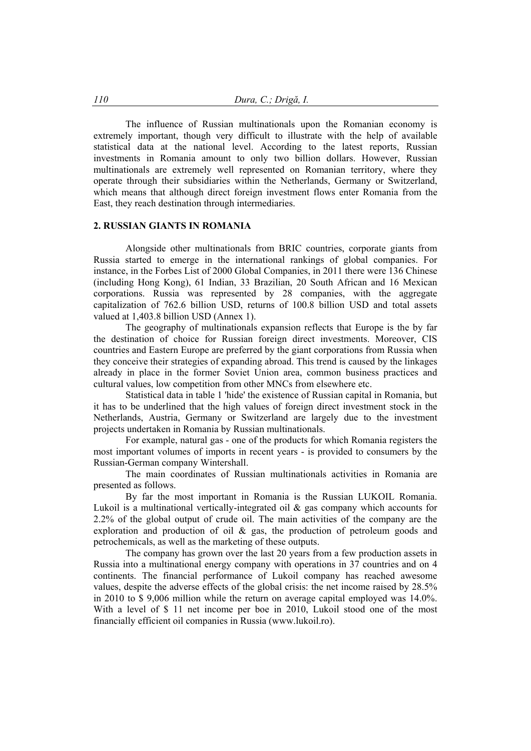The influence of Russian multinationals upon the Romanian economy is extremely important, though very difficult to illustrate with the help of available statistical data at the national level. According to the latest reports, Russian investments in Romania amount to only two billion dollars. However, Russian multinationals are extremely well represented on Romanian territory, where they operate through their subsidiaries within the Netherlands, Germany or Switzerland, which means that although direct foreign investment flows enter Romania from the East, they reach destination through intermediaries.

## 2. RUSSIAN GIANTS IN ROMANIA

Alongside other multinationals from BRIC countries, corporate giants from Russia started to emerge in the international rankings of global companies. For instance, in the Forbes List of 2000 Global Companies, in 2011 there were 136 Chinese (including Hong Kong), 61 Indian, 33 Brazilian, 20 South African and 16 Mexican corporations. Russia was represented by 28 companies, with the aggregate capitalization of 762.6 billion USD, returns of 100.8 billion USD and total assets valued at 1,403.8 billion USD (Annex 1).

The geography of multinationals expansion reflects that Europe is the by far the destination of choice for Russian foreign direct investments. Moreover, CIS countries and Eastern Europe are preferred by the giant corporations from Russia when they conceive their strategies of expanding abroad. This trend is caused by the linkages already in place in the former Soviet Union area, common business practices and cultural values, low competition from other MNCs from elsewhere etc.

Statistical data in table 1 'hide' the existence of Russian capital in Romania, but it has to be underlined that the high values of foreign direct investment stock in the Netherlands, Austria, Germany or Switzerland are largely due to the investment projects undertaken in Romania by Russian multinationals.

For example, natural gas - one of the products for which Romania registers the most important volumes of imports in recent years - is provided to consumers by the Russian-German company Wintershall.

The main coordinates of Russian multinationals activities in Romania are presented as follows.

By far the most important in Romania is the Russian LUKOIL Romania. Lukoil is a multinational vertically-integrated oil & gas company which accounts for 2.2% of the global output of crude oil. The main activities of the company are the exploration and production of oil & gas, the production of petroleum goods and petrochemicals, as well as the marketing of these outputs.

The company has grown over the last 20 years from a few production assets in Russia into a multinational energy company with operations in 37 countries and on 4 continents. The financial performance of Lukoil company has reached awesome values, despite the adverse effects of the global crisis: the net income raised by 28.5% in 2010 to $ 9,006 million while the return on average capital employed was 14.0%. With a level of $ 11 net income per boe in 2010, Lukoil stood one of the most financially efficient oil companies in Russia (www.lukoil.ro).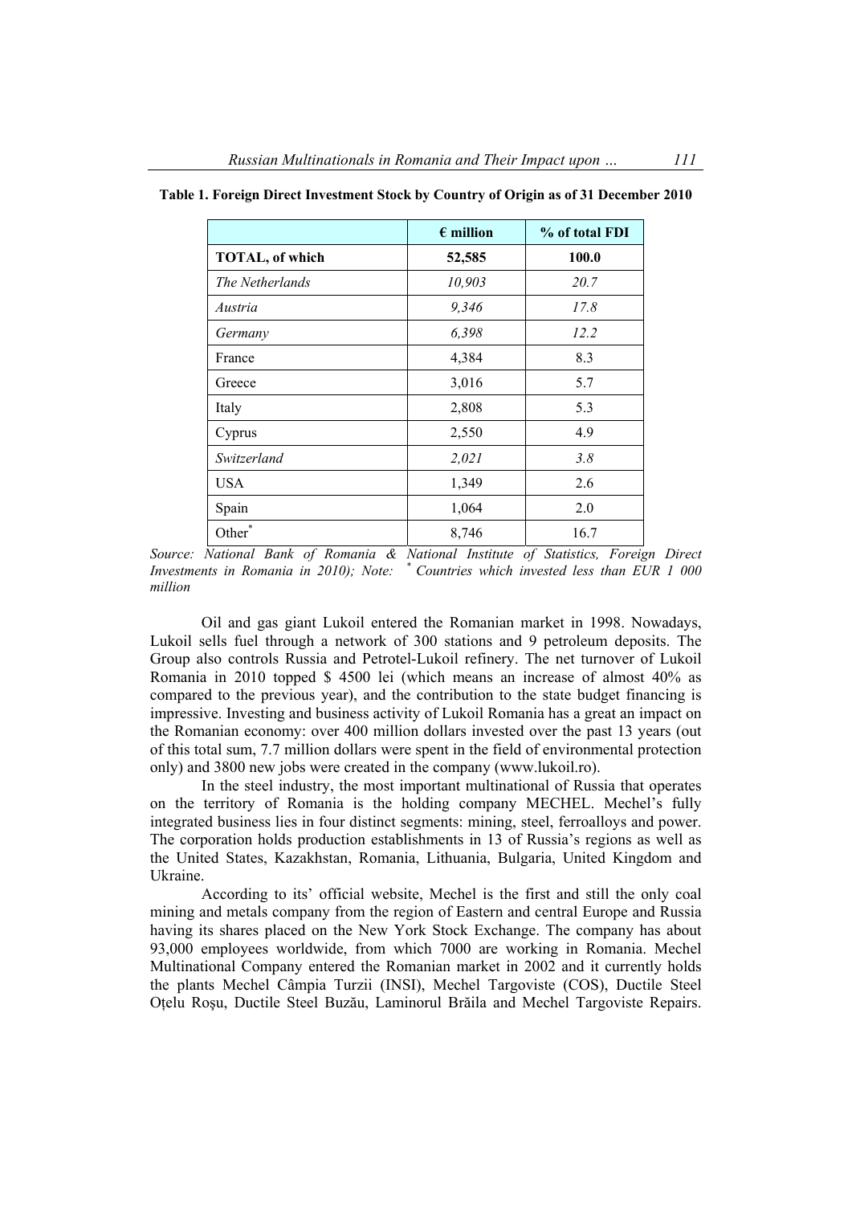**Table 1. Foreign Direct Investment Stock by Country of Origin as of 31 December 2010**

| | € million | % of total FDI |
|---|---|---|
| **TOTAL, of which** | **52,585** | **100.0** |
| *The Netherlands* | *10,903* | *20.7* |
| *Austria* | *9,346* | *17.8* |
| *Germany* | *6,398* | *12.2* |
| France | 4,384 | 8.3 |
| Greece | 3,016 | 5.7 |
| Italy | 2,808 | 5.3 |
| Cyprus | 2,550 | 4.9 |
| *Switzerland* | *2,021* | *3.8* |
| USA | 1,349 | 2.6 |
| Spain | 1,064 | 2.0 |
| Other* | 8,746 | 16.7 |

*Source: National Bank of Romania & National Institute of Statistics, Foreign Direct Investments in Romania in 2010); Note: * Countries which invested less than EUR 1 000 million*

Oil and gas giant Lukoil entered the Romanian market in 1998. Nowadays, Lukoil sells fuel through a network of 300 stations and 9 petroleum deposits. The Group also controls Russia and Petrotel-Lukoil refinery. The net turnover of Lukoil Romania in 2010 topped $ 4500 lei (which means an increase of almost 40% as compared to the previous year), and the contribution to the state budget financing is impressive. Investing and business activity of Lukoil Romania has a great an impact on the Romanian economy: over 400 million dollars invested over the past 13 years (out of this total sum, 7.7 million dollars were spent in the field of environmental protection only) and 3800 new jobs were created in the company (www.lukoil.ro).

In the steel industry, the most important multinational of Russia that operates on the territory of Romania is the holding company MECHEL. Mechel's fully integrated business lies in four distinct segments: mining, steel, ferroalloys and power. The corporation holds production establishments in 13 of Russia's regions as well as the United States, Kazakhstan, Romania, Lithuania, Bulgaria, United Kingdom and Ukraine.

According to its' official website, Mechel is the first and still the only coal mining and metals company from the region of Eastern and central Europe and Russia having its shares placed on the New York Stock Exchange. The company has about 93,000 employees worldwide, from which 7000 are working in Romania. Mechel Multinational Company entered the Romanian market in 2002 and it currently holds the plants Mechel Câmpia Turzii (INSI), Mechel Targoviste (COS), Ductile Steel Oțelu Roşu, Ductile Steel Buzău, Laminorul Brăila and Mechel Targoviste Repairs.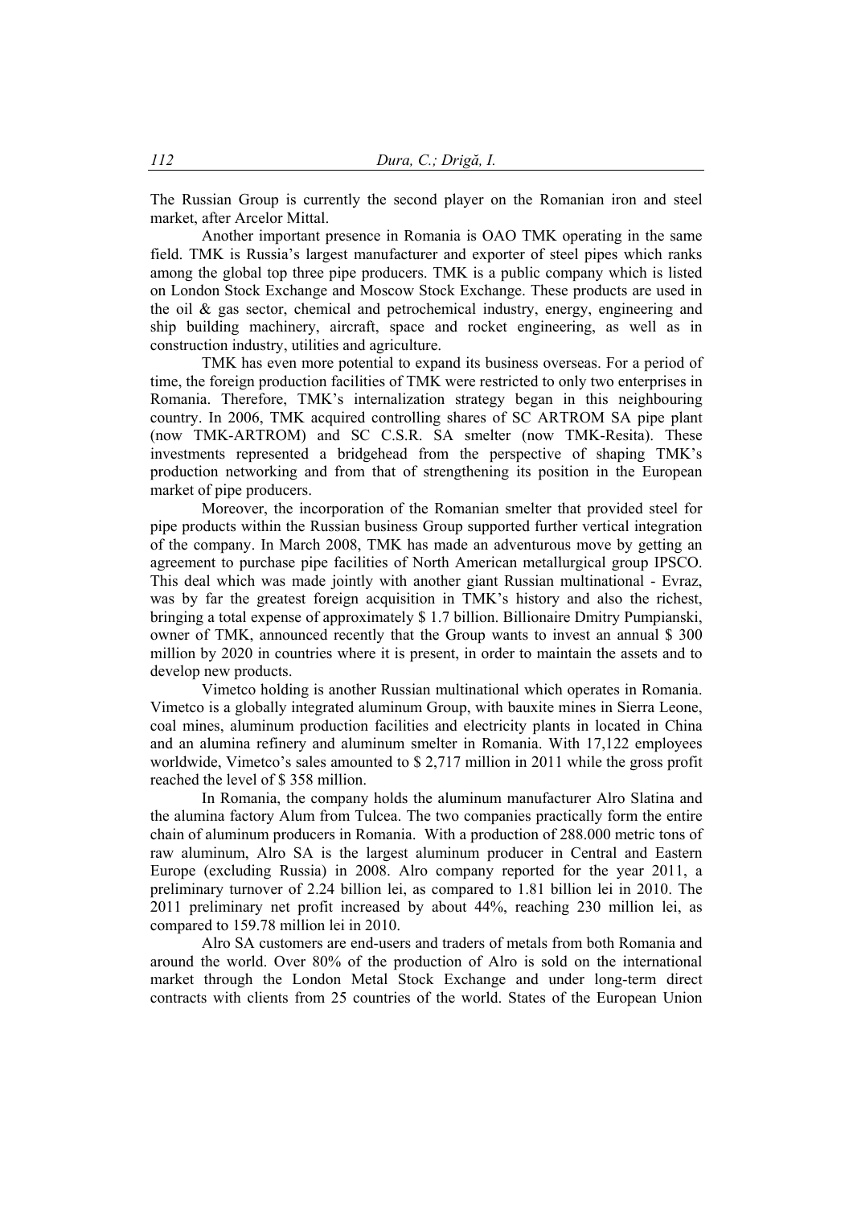The Russian Group is currently the second player on the Romanian iron and steel market, after Arcelor Mittal.

Another important presence in Romania is OAO TMK operating in the same field. TMK is Russia's largest manufacturer and exporter of steel pipes which ranks among the global top three pipe producers. TMK is a public company which is listed on London Stock Exchange and Moscow Stock Exchange. These products are used in the oil & gas sector, chemical and petrochemical industry, energy, engineering and ship building machinery, aircraft, space and rocket engineering, as well as in construction industry, utilities and agriculture.

TMK has even more potential to expand its business overseas. For a period of time, the foreign production facilities of TMK were restricted to only two enterprises in Romania. Therefore, TMK's internalization strategy began in this neighbouring country. In 2006, TMK acquired controlling shares of SC ARTROM SA pipe plant (now TMK-ARTROM) and SC C.S.R. SA smelter (now TMK-Resita). These investments represented a bridgehead from the perspective of shaping TMK's production networking and from that of strengthening its position in the European market of pipe producers.

Moreover, the incorporation of the Romanian smelter that provided steel for pipe products within the Russian business Group supported further vertical integration of the company. In March 2008, TMK has made an adventurous move by getting an agreement to purchase pipe facilities of North American metallurgical group IPSCO. This deal which was made jointly with another giant Russian multinational - Evraz, was by far the greatest foreign acquisition in TMK's history and also the richest, bringing a total expense of approximately $ 1.7 billion. Billionaire Dmitry Pumpianski, owner of TMK, announced recently that the Group wants to invest an annual $ 300 million by 2020 in countries where it is present, in order to maintain the assets and to develop new products.

Vimetco holding is another Russian multinational which operates in Romania. Vimetco is a globally integrated aluminum Group, with bauxite mines in Sierra Leone, coal mines, aluminum production facilities and electricity plants in located in China and an alumina refinery and aluminum smelter in Romania. With 17,122 employees worldwide, Vimetco's sales amounted to $ 2,717 million in 2011 while the gross profit reached the level of $ 358 million.

In Romania, the company holds the aluminum manufacturer Alro Slatina and the alumina factory Alum from Tulcea. The two companies practically form the entire chain of aluminum producers in Romania. With a production of 288.000 metric tons of raw aluminum, Alro SA is the largest aluminum producer in Central and Eastern Europe (excluding Russia) in 2008. Alro company reported for the year 2011, a preliminary turnover of 2.24 billion lei, as compared to 1.81 billion lei in 2010. The 2011 preliminary net profit increased by about 44%, reaching 230 million lei, as compared to 159.78 million lei in 2010.

Alro SA customers are end-users and traders of metals from both Romania and around the world. Over 80% of the production of Alro is sold on the international market through the London Metal Stock Exchange and under long-term direct contracts with clients from 25 countries of the world. States of the European Union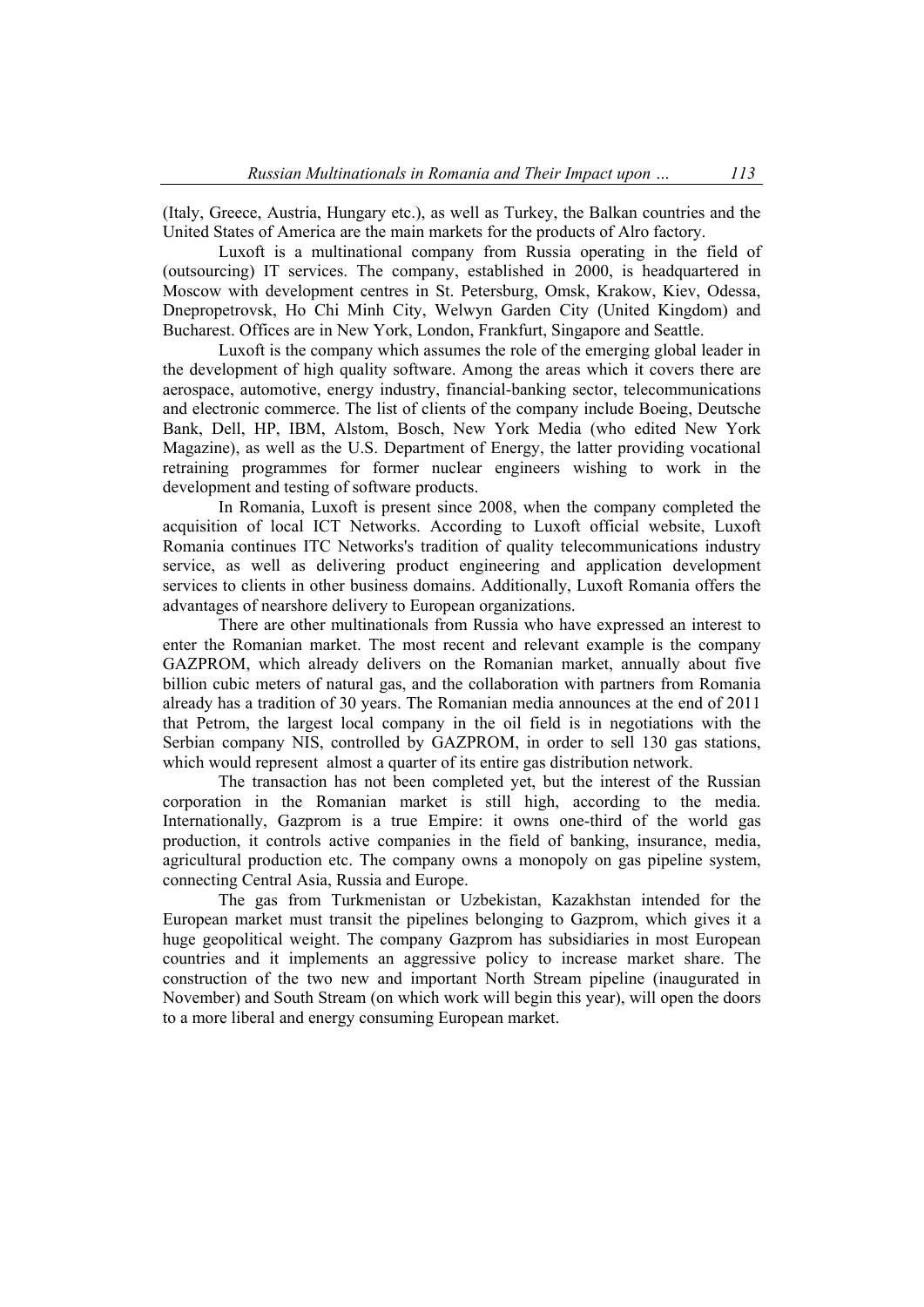(Italy, Greece, Austria, Hungary etc.), as well as Turkey, the Balkan countries and the United States of America are the main markets for the products of Alro factory.

Luxoft is a multinational company from Russia operating in the field of (outsourcing) IT services. The company, established in 2000, is headquartered in Moscow with development centres in St. Petersburg, Omsk, Krakow, Kiev, Odessa, Dnepropetrovsk, Ho Chi Minh City, Welwyn Garden City (United Kingdom) and Bucharest. Offices are in New York, London, Frankfurt, Singapore and Seattle.

Luxoft is the company which assumes the role of the emerging global leader in the development of high quality software. Among the areas which it covers there are aerospace, automotive, energy industry, financial-banking sector, telecommunications and electronic commerce. The list of clients of the company include Boeing, Deutsche Bank, Dell, HP, IBM, Alstom, Bosch, New York Media (who edited New York Magazine), as well as the U.S. Department of Energy, the latter providing vocational retraining programmes for former nuclear engineers wishing to work in the development and testing of software products.

In Romania, Luxoft is present since 2008, when the company completed the acquisition of local ICT Networks. According to Luxoft official website, Luxoft Romania continues ITC Networks's tradition of quality telecommunications industry service, as well as delivering product engineering and application development services to clients in other business domains. Additionally, Luxoft Romania offers the advantages of nearshore delivery to European organizations.

There are other multinationals from Russia who have expressed an interest to enter the Romanian market. The most recent and relevant example is the company GAZPROM, which already delivers on the Romanian market, annually about five billion cubic meters of natural gas, and the collaboration with partners from Romania already has a tradition of 30 years. The Romanian media announces at the end of 2011 that Petrom, the largest local company in the oil field is in negotiations with the Serbian company NIS, controlled by GAZPROM, in order to sell 130 gas stations, which would represent almost a quarter of its entire gas distribution network.

The transaction has not been completed yet, but the interest of the Russian corporation in the Romanian market is still high, according to the media. Internationally, Gazprom is a true Empire: it owns one-third of the world gas production, it controls active companies in the field of banking, insurance, media, agricultural production etc. The company owns a monopoly on gas pipeline system, connecting Central Asia, Russia and Europe.

The gas from Turkmenistan or Uzbekistan, Kazakhstan intended for the European market must transit the pipelines belonging to Gazprom, which gives it a huge geopolitical weight. The company Gazprom has subsidiaries in most European countries and it implements an aggressive policy to increase market share. The construction of the two new and important North Stream pipeline (inaugurated in November) and South Stream (on which work will begin this year), will open the doors to a more liberal and energy consuming European market.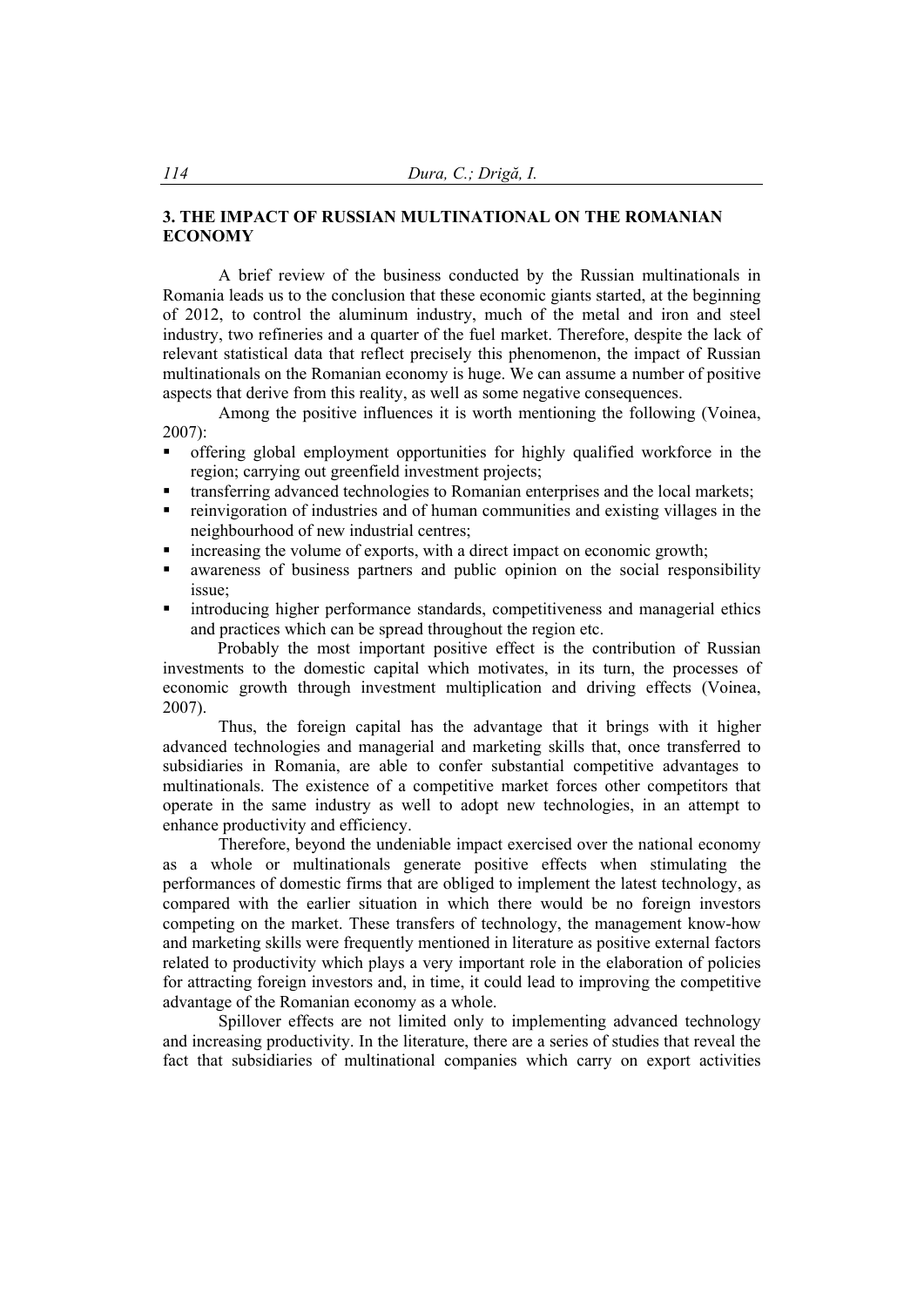## 3. THE IMPACT OF RUSSIAN MULTINATIONAL ON THE ROMANIAN ECONOMY

A brief review of the business conducted by the Russian multinationals in Romania leads us to the conclusion that these economic giants started, at the beginning of 2012, to control the aluminum industry, much of the metal and iron and steel industry, two refineries and a quarter of the fuel market. Therefore, despite the lack of relevant statistical data that reflect precisely this phenomenon, the impact of Russian multinationals on the Romanian economy is huge. We can assume a number of positive aspects that derive from this reality, as well as some negative consequences.

Among the positive influences it is worth mentioning the following (Voinea, 2007):

- offering global employment opportunities for highly qualified workforce in the region; carrying out greenfield investment projects;
- transferring advanced technologies to Romanian enterprises and the local markets;
- reinvigoration of industries and of human communities and existing villages in the neighbourhood of new industrial centres;
- increasing the volume of exports, with a direct impact on economic growth;
- awareness of business partners and public opinion on the social responsibility issue;
- introducing higher performance standards, competitiveness and managerial ethics and practices which can be spread throughout the region etc.

Probably the most important positive effect is the contribution of Russian investments to the domestic capital which motivates, in its turn, the processes of economic growth through investment multiplication and driving effects (Voinea, 2007).

Thus, the foreign capital has the advantage that it brings with it higher advanced technologies and managerial and marketing skills that, once transferred to subsidiaries in Romania, are able to confer substantial competitive advantages to multinationals. The existence of a competitive market forces other competitors that operate in the same industry as well to adopt new technologies, in an attempt to enhance productivity and efficiency.

Therefore, beyond the undeniable impact exercised over the national economy as a whole or multinationals generate positive effects when stimulating the performances of domestic firms that are obliged to implement the latest technology, as compared with the earlier situation in which there would be no foreign investors competing on the market. These transfers of technology, the management know-how and marketing skills were frequently mentioned in literature as positive external factors related to productivity which plays a very important role in the elaboration of policies for attracting foreign investors and, in time, it could lead to improving the competitive advantage of the Romanian economy as a whole.

Spillover effects are not limited only to implementing advanced technology and increasing productivity. In the literature, there are a series of studies that reveal the fact that subsidiaries of multinational companies which carry on export activities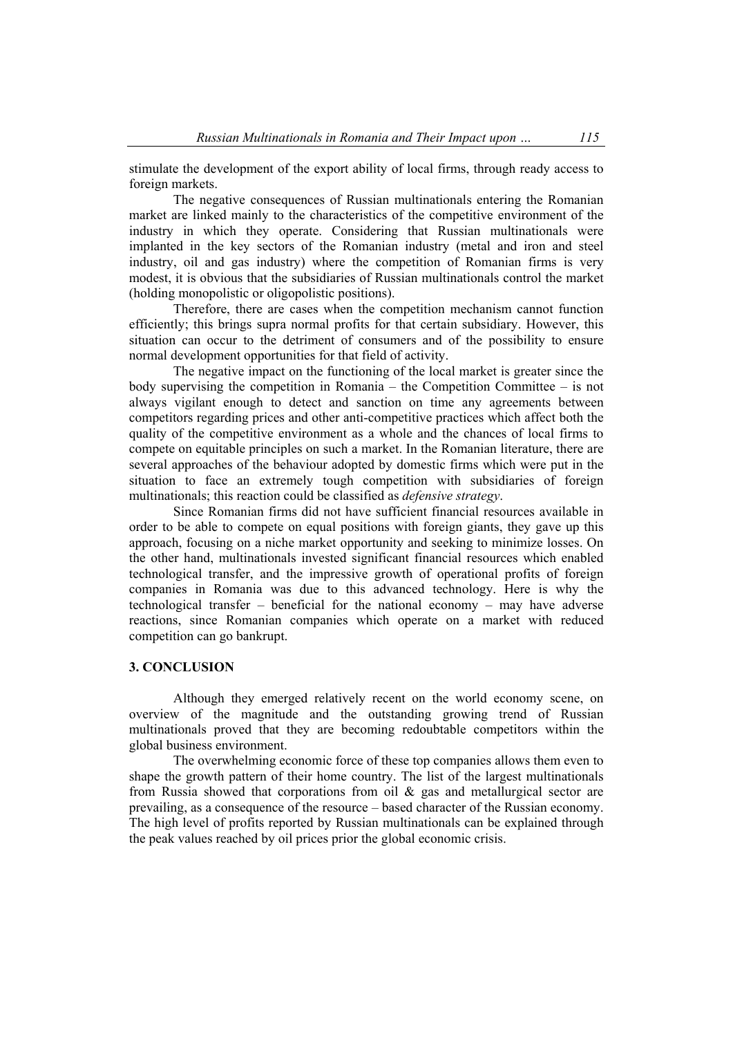stimulate the development of the export ability of local firms, through ready access to foreign markets.

The negative consequences of Russian multinationals entering the Romanian market are linked mainly to the characteristics of the competitive environment of the industry in which they operate. Considering that Russian multinationals were implanted in the key sectors of the Romanian industry (metal and iron and steel industry, oil and gas industry) where the competition of Romanian firms is very modest, it is obvious that the subsidiaries of Russian multinationals control the market (holding monopolistic or oligopolistic positions).

Therefore, there are cases when the competition mechanism cannot function efficiently; this brings supra normal profits for that certain subsidiary. However, this situation can occur to the detriment of consumers and of the possibility to ensure normal development opportunities for that field of activity.

The negative impact on the functioning of the local market is greater since the body supervising the competition in Romania – the Competition Committee – is not always vigilant enough to detect and sanction on time any agreements between competitors regarding prices and other anti-competitive practices which affect both the quality of the competitive environment as a whole and the chances of local firms to compete on equitable principles on such a market. In the Romanian literature, there are several approaches of the behaviour adopted by domestic firms which were put in the situation to face an extremely tough competition with subsidiaries of foreign multinationals; this reaction could be classified as *defensive strategy*.

Since Romanian firms did not have sufficient financial resources available in order to be able to compete on equal positions with foreign giants, they gave up this approach, focusing on a niche market opportunity and seeking to minimize losses. On the other hand, multinationals invested significant financial resources which enabled technological transfer, and the impressive growth of operational profits of foreign companies in Romania was due to this advanced technology. Here is why the technological transfer – beneficial for the national economy – may have adverse reactions, since Romanian companies which operate on a market with reduced competition can go bankrupt.

## 3. CONCLUSION

Although they emerged relatively recent on the world economy scene, on overview of the magnitude and the outstanding growing trend of Russian multinationals proved that they are becoming redoubtable competitors within the global business environment.

The overwhelming economic force of these top companies allows them even to shape the growth pattern of their home country. The list of the largest multinationals from Russia showed that corporations from oil & gas and metallurgical sector are prevailing, as a consequence of the resource – based character of the Russian economy. The high level of profits reported by Russian multinationals can be explained through the peak values reached by oil prices prior the global economic crisis.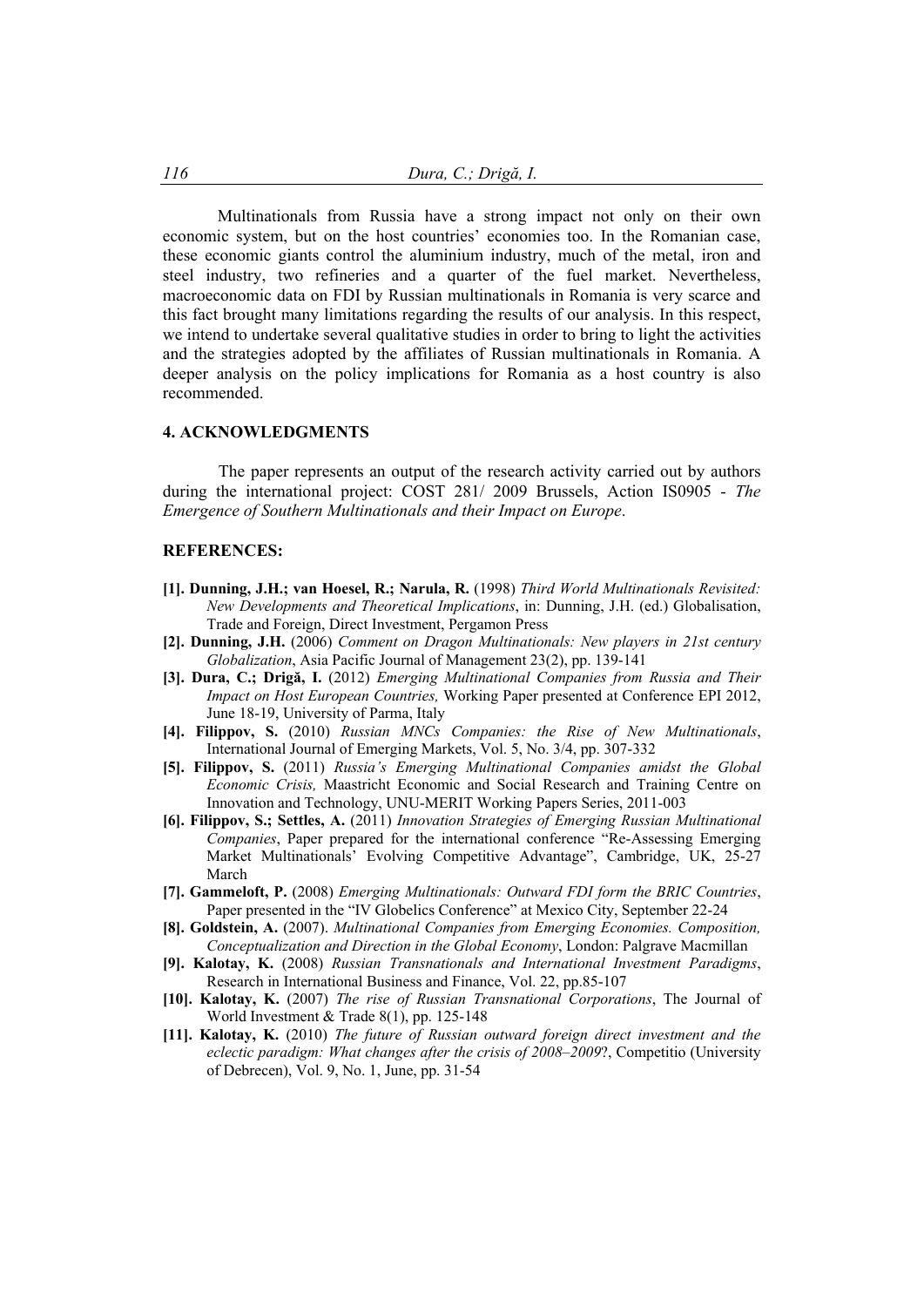Multinationals from Russia have a strong impact not only on their own economic system, but on the host countries' economies too. In the Romanian case, these economic giants control the aluminium industry, much of the metal, iron and steel industry, two refineries and a quarter of the fuel market. Nevertheless, macroeconomic data on FDI by Russian multinationals in Romania is very scarce and this fact brought many limitations regarding the results of our analysis. In this respect, we intend to undertake several qualitative studies in order to bring to light the activities and the strategies adopted by the affiliates of Russian multinationals in Romania. A deeper analysis on the policy implications for Romania as a host country is also recommended.

## 4. ACKNOWLEDGMENTS

The paper represents an output of the research activity carried out by authors during the international project: COST 281/ 2009 Brussels, Action IS0905 - *The Emergence of Southern Multinationals and their Impact on Europe*.

## REFERENCES:

**[1]. Dunning, J.H.; van Hoesel, R.; Narula, R.** (1998) *Third World Multinationals Revisited: New Developments and Theoretical Implications*, in: Dunning, J.H. (ed.) Globalisation, Trade and Foreign, Direct Investment, Pergamon Press

**[2]. Dunning, J.H.** (2006) *Comment on Dragon Multinationals: New players in 21st century Globalization*, Asia Pacific Journal of Management 23(2), pp. 139-141

**[3]. Dura, C.; Drigă, I.** (2012) *Emerging Multinational Companies from Russia and Their Impact on Host European Countries,* Working Paper presented at Conference EPI 2012, June 18-19, University of Parma, Italy

**[4]. Filippov, S.** (2010) *Russian MNCs Companies: the Rise of New Multinationals*, International Journal of Emerging Markets, Vol. 5, No. 3/4, pp. 307-332

**[5]. Filippov, S.** (2011) *Russia's Emerging Multinational Companies amidst the Global Economic Crisis,* Maastricht Economic and Social Research and Training Centre on Innovation and Technology, UNU-MERIT Working Papers Series, 2011-003

**[6]. Filippov, S.; Settles, A.** (2011) *Innovation Strategies of Emerging Russian Multinational Companies*, Paper prepared for the international conference "Re-Assessing Emerging Market Multinationals' Evolving Competitive Advantage", Cambridge, UK, 25-27 March

**[7]. Gammeloft, P.** (2008) *Emerging Multinationals: Outward FDI form the BRIC Countries*, Paper presented in the "IV Globelics Conference" at Mexico City, September 22-24

**[8]. Goldstein, A.** (2007). *Multinational Companies from Emerging Economies. Composition, Conceptualization and Direction in the Global Economy*, London: Palgrave Macmillan

**[9]. Kalotay, K.** (2008) *Russian Transnationals and International Investment Paradigms*, Research in International Business and Finance, Vol. 22, pp.85-107

**[10]. Kalotay, K.** (2007) *The rise of Russian Transnational Corporations*, The Journal of World Investment & Trade 8(1), pp. 125-148

**[11]. Kalotay, K.** (2010) *The future of Russian outward foreign direct investment and the eclectic paradigm: What changes after the crisis of 2008–2009*?, Competitio (University of Debrecen), Vol. 9, No. 1, June, pp. 31-54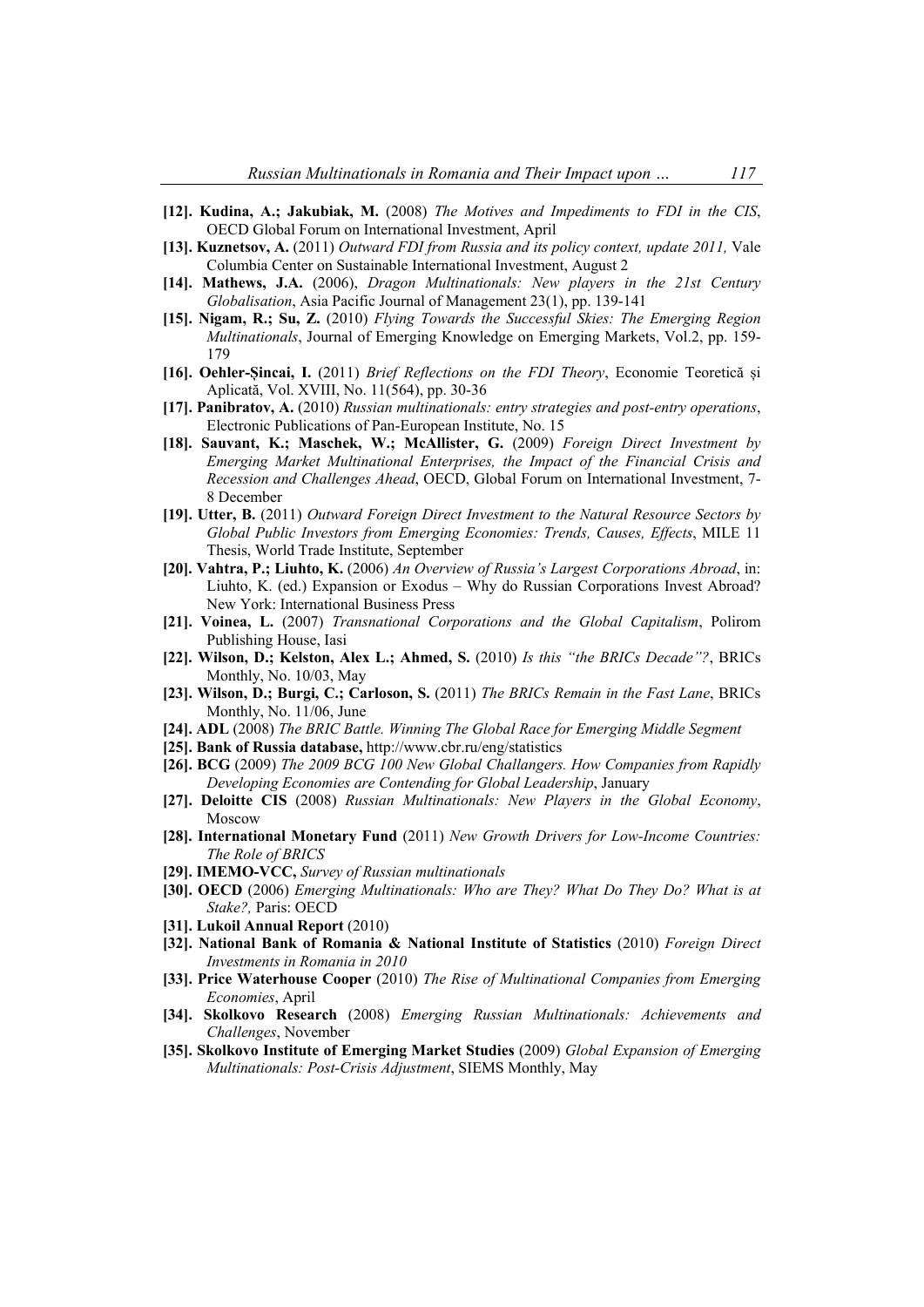**[12]. Kudina, A.; Jakubiak, M.** (2008) *The Motives and Impediments to FDI in the CIS*, OECD Global Forum on International Investment, April

**[13]. Kuznetsov, A.** (2011) *Outward FDI from Russia and its policy context, update 2011,* Vale Columbia Center on Sustainable International Investment, August 2

**[14]. Mathews, J.A.** (2006), *Dragon Multinationals: New players in the 21st Century Globalisation*, Asia Pacific Journal of Management 23(1), pp. 139-141

**[15]. Nigam, R.; Su, Z.** (2010) *Flying Towards the Successful Skies: The Emerging Region Multinationals*, Journal of Emerging Knowledge on Emerging Markets, Vol.2, pp. 159-179

**[16]. Oehler-Şincai, I.** (2011) *Brief Reflections on the FDI Theory*, Economie Teoretică şi Aplicată, Vol. XVIII, No. 11(564), pp. 30-36

**[17]. Panibratov, A.** (2010) *Russian multinationals: entry strategies and post-entry operations*, Electronic Publications of Pan-European Institute, No. 15

**[18]. Sauvant, K.; Maschek, W.; McAllister, G.** (2009) *Foreign Direct Investment by Emerging Market Multinational Enterprises, the Impact of the Financial Crisis and Recession and Challenges Ahead*, OECD, Global Forum on International Investment, 7-8 December

**[19]. Utter, B.** (2011) *Outward Foreign Direct Investment to the Natural Resource Sectors by Global Public Investors from Emerging Economies: Trends, Causes, Effects*, MILE 11 Thesis, World Trade Institute, September

**[20]. Vahtra, P.; Liuhto, K.** (2006) *An Overview of Russia's Largest Corporations Abroad*, in: Liuhto, K. (ed.) Expansion or Exodus – Why do Russian Corporations Invest Abroad? New York: International Business Press

**[21]. Voinea, L.** (2007) *Transnational Corporations and the Global Capitalism*, Polirom Publishing House, Iasi

**[22]. Wilson, D.; Kelston, Alex L.; Ahmed, S.** (2010) *Is this "the BRICs Decade"?*, BRICs Monthly, No. 10/03, May

**[23]. Wilson, D.; Burgi, C.; Carloson, S.** (2011) *The BRICs Remain in the Fast Lane*, BRICs Monthly, No. 11/06, June

**[24]. ADL** (2008) *The BRIC Battle. Winning The Global Race for Emerging Middle Segment*

**[25]. Bank of Russia database,** http://www.cbr.ru/eng/statistics

**[26]. BCG** (2009) *The 2009 BCG 100 New Global Challangers. How Companies from Rapidly Developing Economies are Contending for Global Leadership*, January

**[27]. Deloitte CIS** (2008) *Russian Multinationals: New Players in the Global Economy*, Moscow

**[28]. International Monetary Fund** (2011) *New Growth Drivers for Low-Income Countries: The Role of BRICS*

**[29]. IMEMO-VCC,** *Survey of Russian multinationals*

**[30]. OECD** (2006) *Emerging Multinationals: Who are They? What Do They Do? What is at Stake?,* Paris: OECD

**[31]. Lukoil Annual Report** (2010)

**[32]. National Bank of Romania & National Institute of Statistics** (2010) *Foreign Direct Investments in Romania in 2010*

**[33]. Price Waterhouse Cooper** (2010) *The Rise of Multinational Companies from Emerging Economies*, April

**[34]. Skolkovo Research** (2008) *Emerging Russian Multinationals: Achievements and Challenges*, November

**[35]. Skolkovo Institute of Emerging Market Studies** (2009) *Global Expansion of Emerging Multinationals: Post-Crisis Adjustment*, SIEMS Monthly, May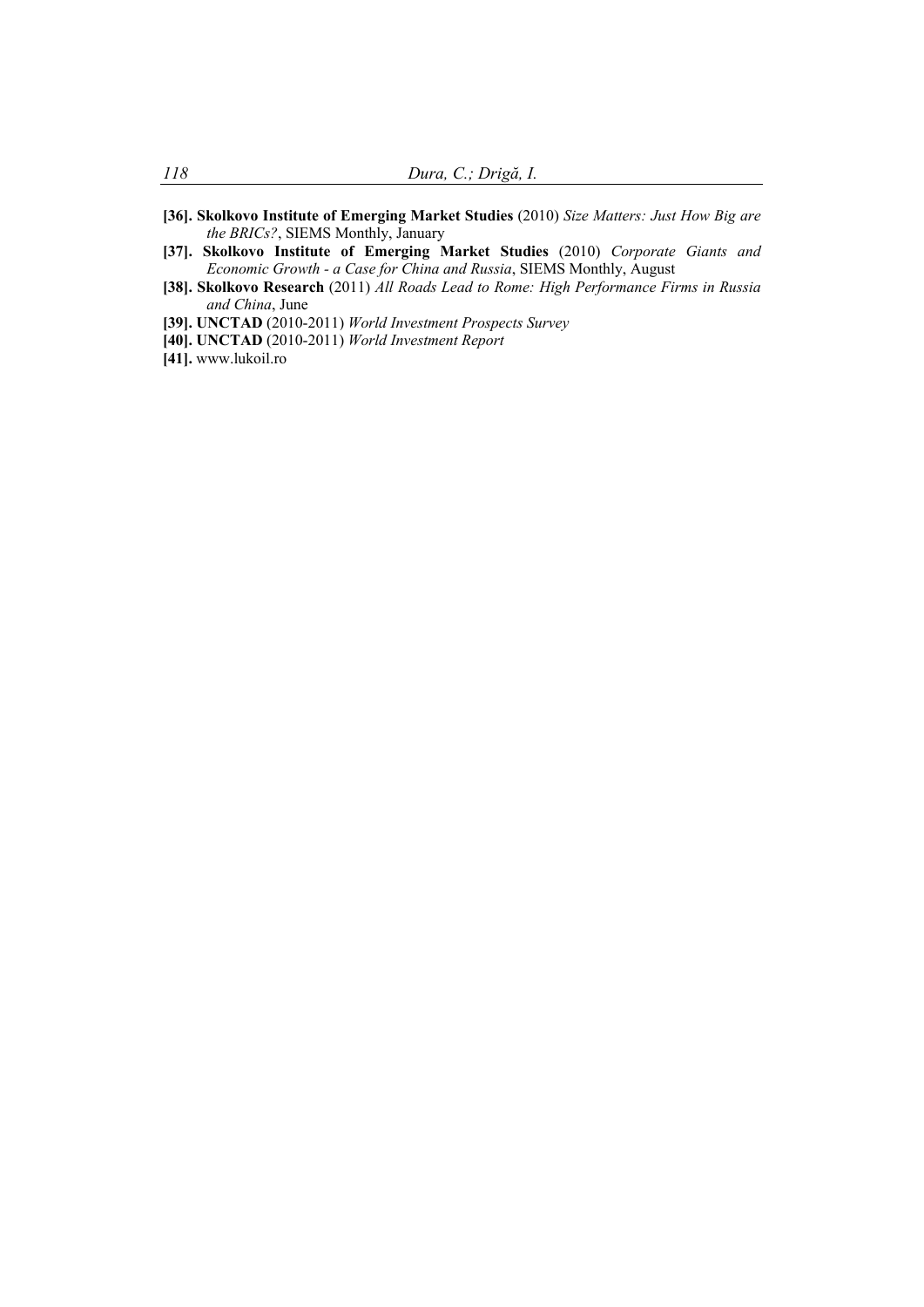**[36]. Skolkovo Institute of Emerging Market Studies** (2010) *Size Matters: Just How Big are the BRICs?*, SIEMS Monthly, January

**[37]. Skolkovo Institute of Emerging Market Studies** (2010) *Corporate Giants and Economic Growth - a Case for China and Russia*, SIEMS Monthly, August

**[38]. Skolkovo Research** (2011) *All Roads Lead to Rome: High Performance Firms in Russia and China*, June

**[39]. UNCTAD** (2010-2011) *World Investment Prospects Survey*

**[40]. UNCTAD** (2010-2011) *World Investment Report*

**[41].** www.lukoil.ro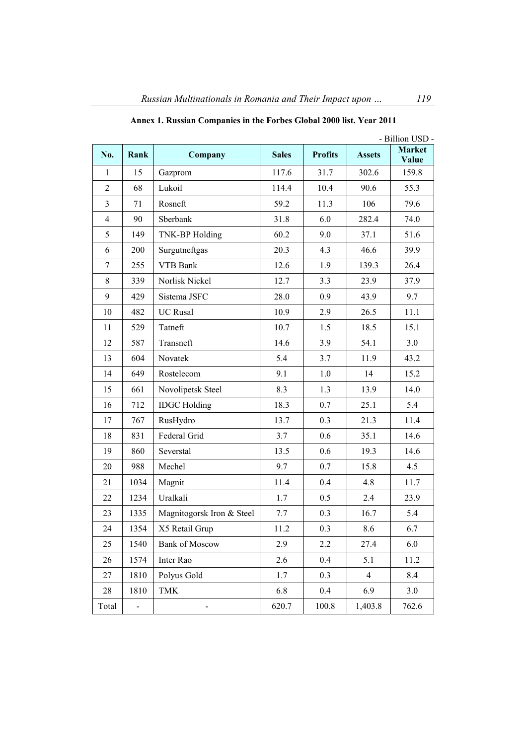**Annex 1. Russian Companies in the Forbes Global 2000 list. Year 2011**

- Billion USD -

| No. | Rank | Company | Sales | Profits | Assets | Market Value |
|---|---|---|---|---|---|---|
| 1 | 15 | Gazprom | 117.6 | 31.7 | 302.6 | 159.8 |
| 2 | 68 | Lukoil | 114.4 | 10.4 | 90.6 | 55.3 |
| 3 | 71 | Rosneft | 59.2 | 11.3 | 106 | 79.6 |
| 4 | 90 | Sberbank | 31.8 | 6.0 | 282.4 | 74.0 |
| 5 | 149 | TNK-BP Holding | 60.2 | 9.0 | 37.1 | 51.6 |
| 6 | 200 | Surgutneftgas | 20.3 | 4.3 | 46.6 | 39.9 |
| 7 | 255 | VTB Bank | 12.6 | 1.9 | 139.3 | 26.4 |
| 8 | 339 | Norlisk Nickel | 12.7 | 3.3 | 23.9 | 37.9 |
| 9 | 429 | Sistema JSFC | 28.0 | 0.9 | 43.9 | 9.7 |
| 10 | 482 | UC Rusal | 10.9 | 2.9 | 26.5 | 11.1 |
| 11 | 529 | Tatneft | 10.7 | 1.5 | 18.5 | 15.1 |
| 12 | 587 | Transneft | 14.6 | 3.9 | 54.1 | 3.0 |
| 13 | 604 | Novatek | 5.4 | 3.7 | 11.9 | 43.2 |
| 14 | 649 | Rostelecom | 9.1 | 1.0 | 14 | 15.2 |
| 15 | 661 | Novolipetsk Steel | 8.3 | 1.3 | 13.9 | 14.0 |
| 16 | 712 | IDGC Holding | 18.3 | 0.7 | 25.1 | 5.4 |
| 17 | 767 | RusHydro | 13.7 | 0.3 | 21.3 | 11.4 |
| 18 | 831 | Federal Grid | 3.7 | 0.6 | 35.1 | 14.6 |
| 19 | 860 | Severstal | 13.5 | 0.6 | 19.3 | 14.6 |
| 20 | 988 | Mechel | 9.7 | 0.7 | 15.8 | 4.5 |
| 21 | 1034 | Magnit | 11.4 | 0.4 | 4.8 | 11.7 |
| 22 | 1234 | Uralkali | 1.7 | 0.5 | 2.4 | 23.9 |
| 23 | 1335 | Magnitogorsk Iron & Steel | 7.7 | 0.3 | 16.7 | 5.4 |
| 24 | 1354 | X5 Retail Grup | 11.2 | 0.3 | 8.6 | 6.7 |
| 25 | 1540 | Bank of Moscow | 2.9 | 2.2 | 27.4 | 6.0 |
| 26 | 1574 | Inter Rao | 2.6 | 0.4 | 5.1 | 11.2 |
| 27 | 1810 | Polyus Gold | 1.7 | 0.3 | 4 | 8.4 |
| 28 | 1810 | TMK | 6.8 | 0.4 | 6.9 | 3.0 |
| Total | - | - | 620.7 | 100.8 | 1,403.8 | 762.6 |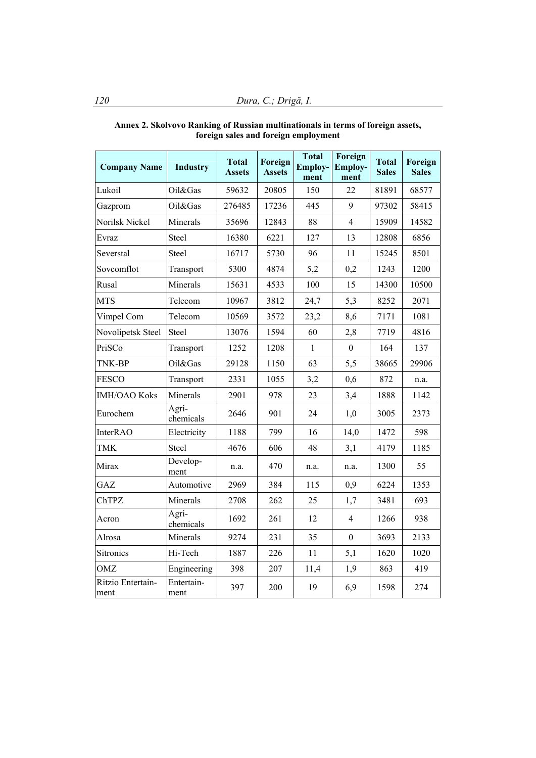**Annex 2. Skolvovo Ranking of Russian multinationals in terms of foreign assets, foreign sales and foreign employment**

| Company Name | Industry | Total Assets | Foreign Assets | Total Employ-ment | Foreign Employ-ment | Total Sales | Foreign Sales |
|---|---|---|---|---|---|---|---|
| Lukoil | Oil&Gas | 59632 | 20805 | 150 | 22 | 81891 | 68577 |
| Gazprom | Oil&Gas | 276485 | 17236 | 445 | 9 | 97302 | 58415 |
| Norilsk Nickel | Minerals | 35696 | 12843 | 88 | 4 | 15909 | 14582 |
| Evraz | Steel | 16380 | 6221 | 127 | 13 | 12808 | 6856 |
| Severstal | Steel | 16717 | 5730 | 96 | 11 | 15245 | 8501 |
| Sovcomflot | Transport | 5300 | 4874 | 5,2 | 0,2 | 1243 | 1200 |
| Rusal | Minerals | 15631 | 4533 | 100 | 15 | 14300 | 10500 |
| MTS | Telecom | 10967 | 3812 | 24,7 | 5,3 | 8252 | 2071 |
| Vimpel Com | Telecom | 10569 | 3572 | 23,2 | 8,6 | 7171 | 1081 |
| Novolipetsk Steel | Steel | 13076 | 1594 | 60 | 2,8 | 7719 | 4816 |
| PriSCo | Transport | 1252 | 1208 | 1 | 0 | 164 | 137 |
| TNK-BP | Oil&Gas | 29128 | 1150 | 63 | 5,5 | 38665 | 29906 |
| FESCO | Transport | 2331 | 1055 | 3,2 | 0,6 | 872 | n.a. |
| IMH/OAO Koks | Minerals | 2901 | 978 | 23 | 3,4 | 1888 | 1142 |
| Eurochem | Agri-chemicals | 2646 | 901 | 24 | 1,0 | 3005 | 2373 |
| InterRAO | Electricity | 1188 | 799 | 16 | 14,0 | 1472 | 598 |
| TMK | Steel | 4676 | 606 | 48 | 3,1 | 4179 | 1185 |
| Mirax | Develop-ment | n.a. | 470 | n.a. | n.a. | 1300 | 55 |
| GAZ | Automotive | 2969 | 384 | 115 | 0,9 | 6224 | 1353 |
| ChTPZ | Minerals | 2708 | 262 | 25 | 1,7 | 3481 | 693 |
| Acron | Agri-chemicals | 1692 | 261 | 12 | 4 | 1266 | 938 |
| Alrosa | Minerals | 9274 | 231 | 35 | 0 | 3693 | 2133 |
| Sitronics | Hi-Tech | 1887 | 226 | 11 | 5,1 | 1620 | 1020 |
| OMZ | Engineering | 398 | 207 | 11,4 | 1,9 | 863 | 419 |
| Ritzio Entertain-ment | Entertain-ment | 397 | 200 | 19 | 6,9 | 1598 | 274 |